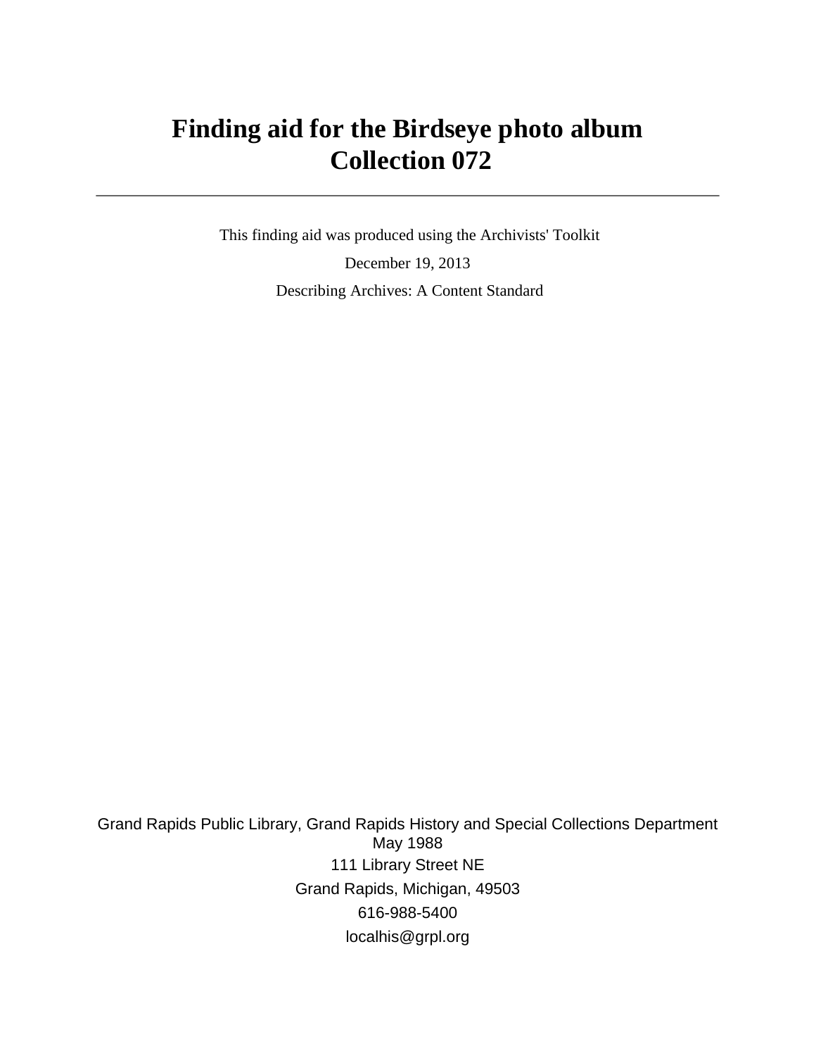# Finding aid for the Birdseye photo album
# Collection 072

---

This finding aid was produced using the Archivists' Toolkit

December 19, 2013

Describing Archives: A Content Standard

Grand Rapids Public Library, Grand Rapids History and Special Collections Department
May 1988
111 Library Street NE
Grand Rapids, Michigan, 49503
616-988-5400
localhis@grpl.org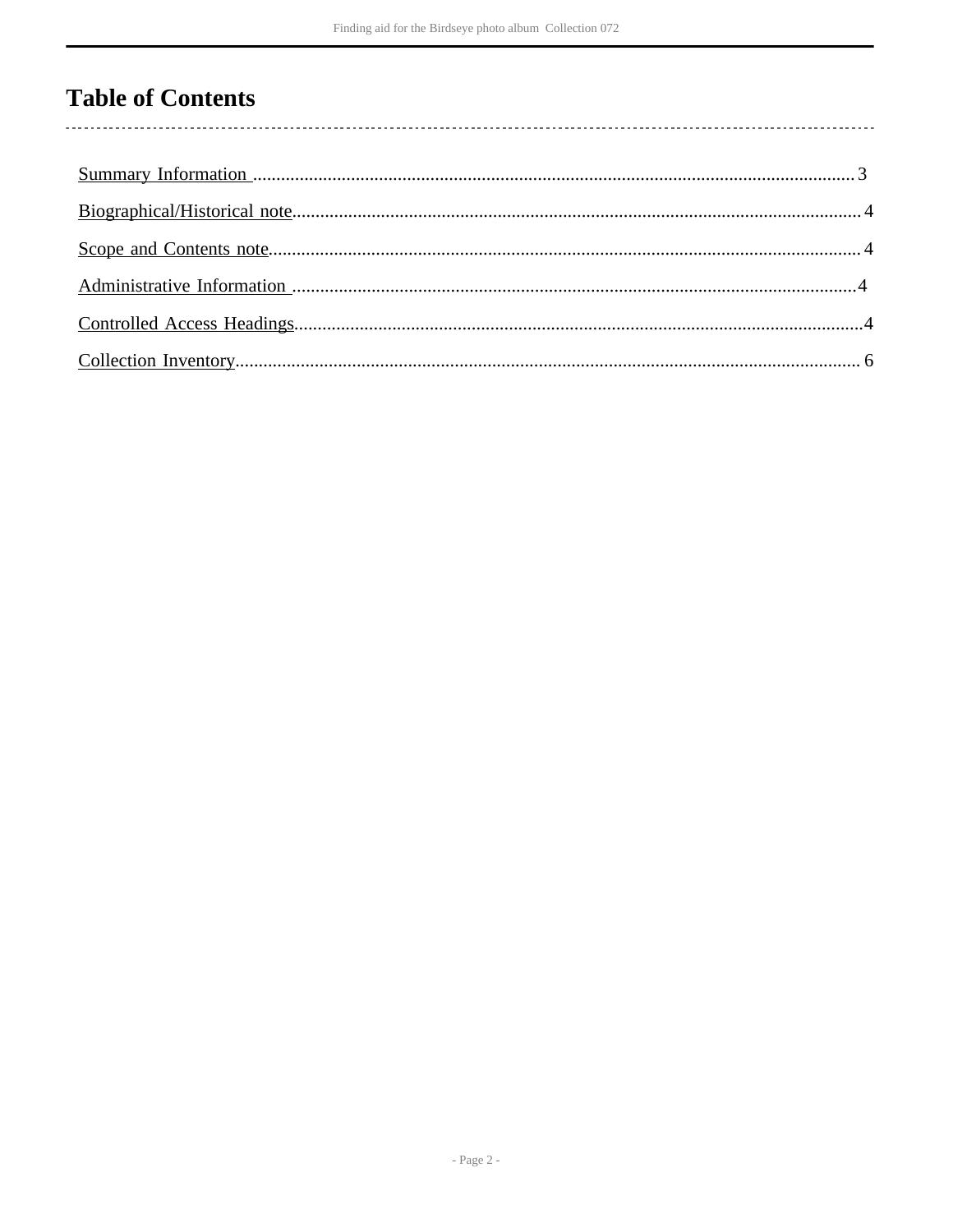# Table of Contents

Summary Information ........................................................................................................................ 3

Biographical/Historical note............................................................................................................. 4

Scope and Contents note................................................................................................................. 4

Administrative Information ............................................................................................................. 4

Controlled Access Headings............................................................................................................. 4

Collection Inventory......................................................................................................................... 6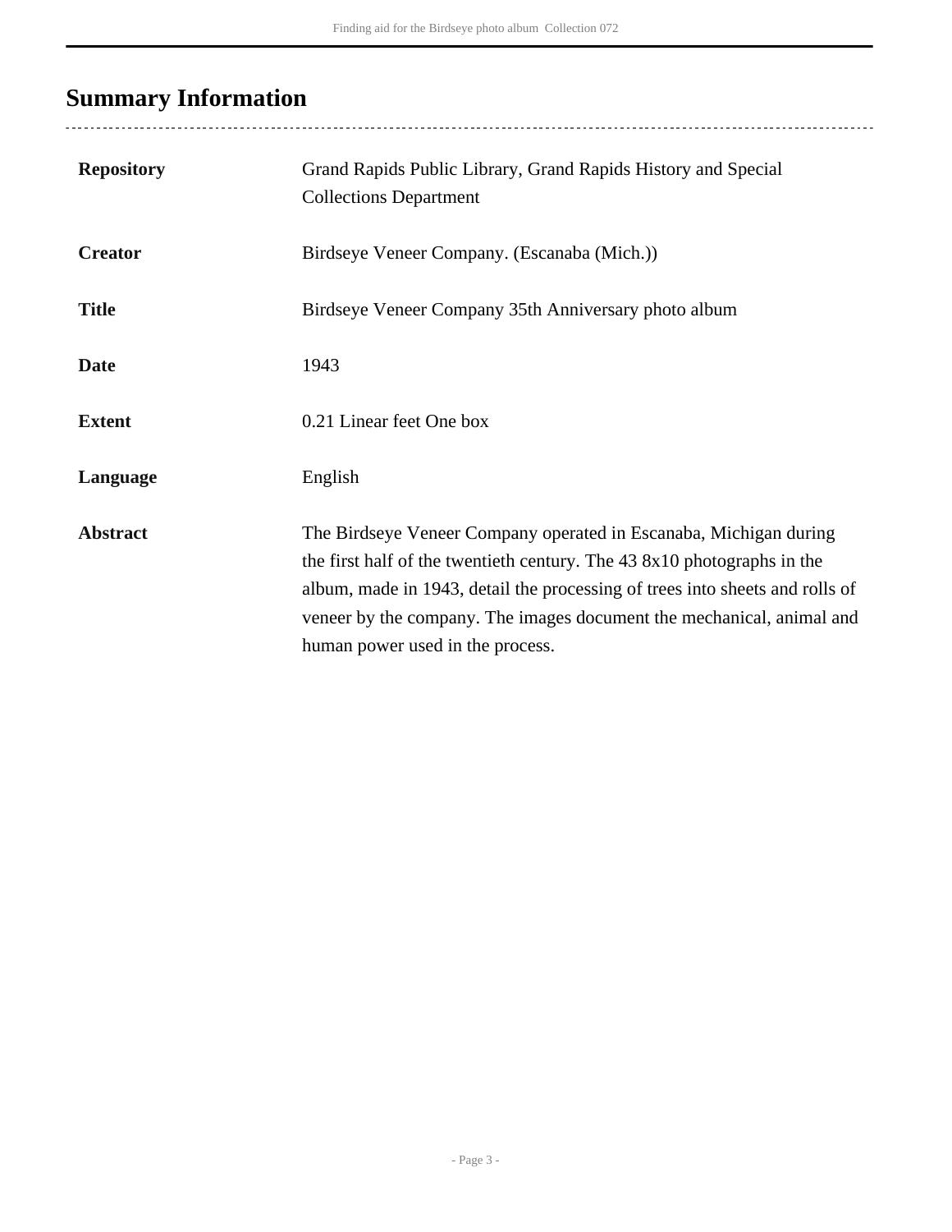## Summary Information

| | |
|---|---|
| **Repository** | Grand Rapids Public Library, Grand Rapids History and Special Collections Department |
| **Creator** | Birdseye Veneer Company. (Escanaba (Mich.)) |
| **Title** | Birdseye Veneer Company 35th Anniversary photo album |
| **Date** | 1943 |
| **Extent** | 0.21 Linear feet One box |
| **Language** | English |
| **Abstract** | The Birdseye Veneer Company operated in Escanaba, Michigan during the first half of the twentieth century. The 43 8x10 photographs in the album, made in 1943, detail the processing of trees into sheets and rolls of veneer by the company. The images document the mechanical, animal and human power used in the process. |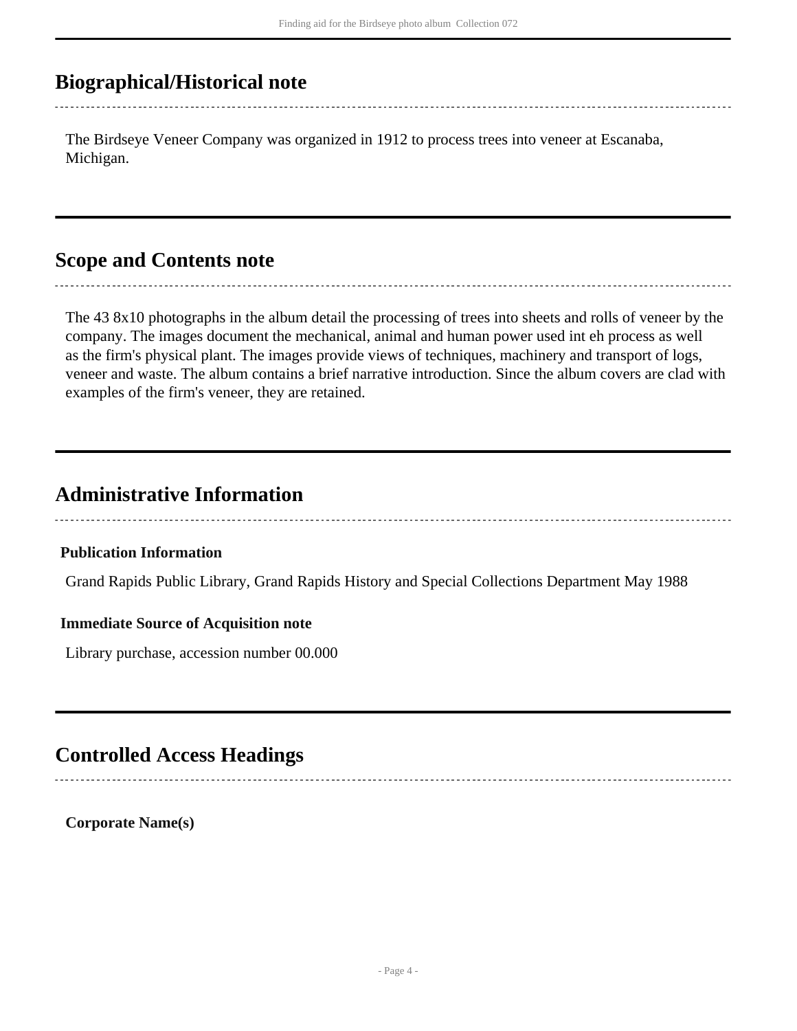## Biographical/Historical note

The Birdseye Veneer Company was organized in 1912 to process trees into veneer at Escanaba, Michigan.

## Scope and Contents note

The 43 8x10 photographs in the album detail the processing of trees into sheets and rolls of veneer by the company. The images document the mechanical, animal and human power used int eh process as well as the firm's physical plant. The images provide views of techniques, machinery and transport of logs, veneer and waste. The album contains a brief narrative introduction. Since the album covers are clad with examples of the firm's veneer, they are retained.

## Administrative Information

**Publication Information**

Grand Rapids Public Library, Grand Rapids History and Special Collections Department May 1988

**Immediate Source of Acquisition note**

Library purchase, accession number 00.000

## Controlled Access Headings

**Corporate Name(s)**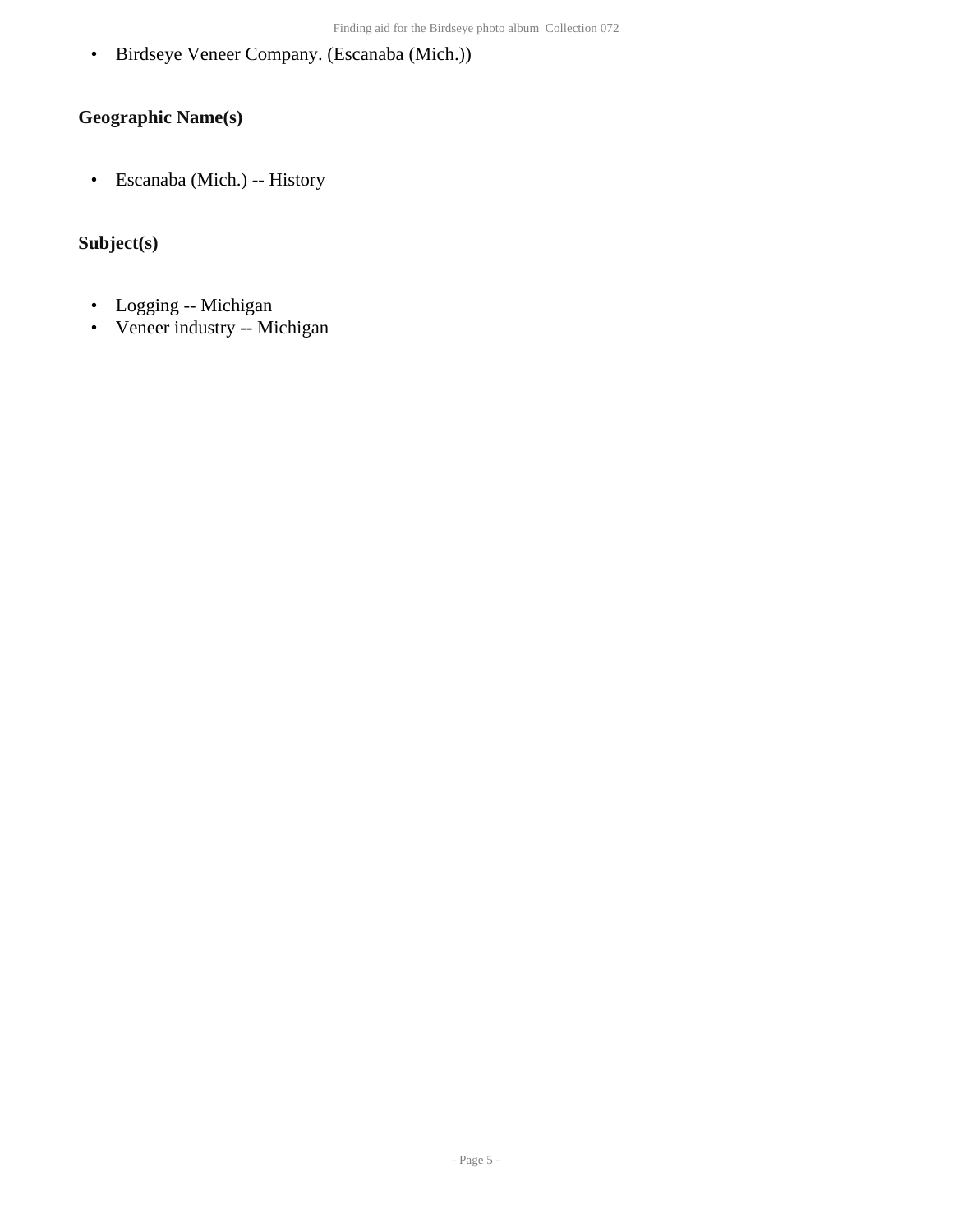- Birdseye Veneer Company. (Escanaba (Mich.))

## Geographic Name(s)

- Escanaba (Mich.) -- History

## Subject(s)

- Logging -- Michigan
- Veneer industry -- Michigan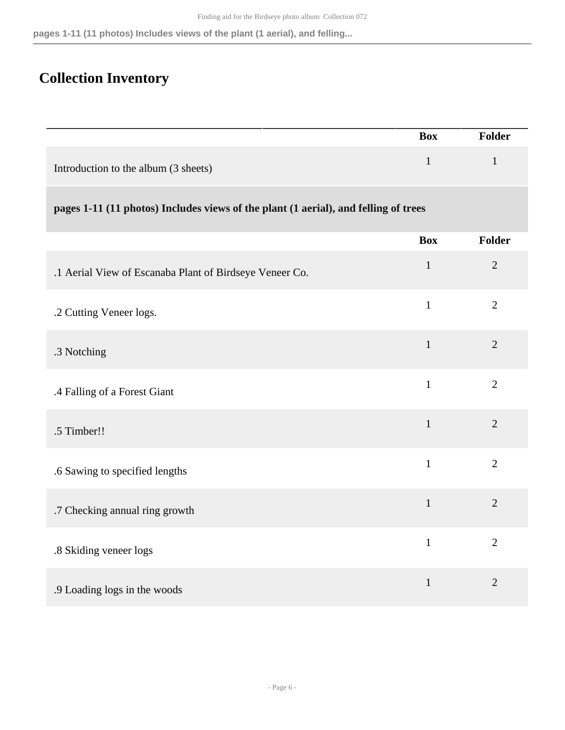# Collection Inventory

| | Box | Folder |
|---|---|---|
| Introduction to the album (3 sheets) | 1 | 1 |

**pages 1-11 (11 photos) Includes views of the plant (1 aerial), and felling of trees**

| | Box | Folder |
|---|---|---|
| .1 Aerial View of Escanaba Plant of Birdseye Veneer Co. | 1 | 2 |
| .2 Cutting Veneer logs. | 1 | 2 |
| .3 Notching | 1 | 2 |
| .4 Falling of a Forest Giant | 1 | 2 |
| .5 Timber!! | 1 | 2 |
| .6 Sawing to specified lengths | 1 | 2 |
| .7 Checking annual ring growth | 1 | 2 |
| .8 Skiding veneer logs | 1 | 2 |
| .9 Loading logs in the woods | 1 | 2 |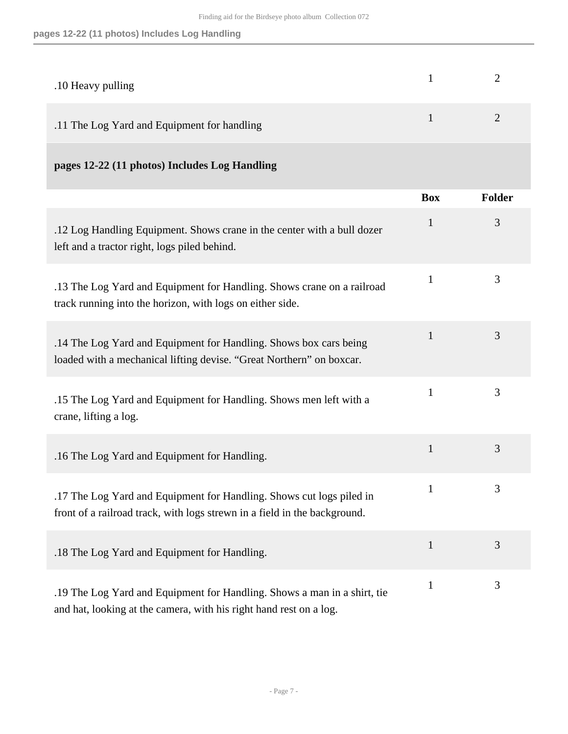| | Box | Folder |
|---|---|---|
| .10 Heavy pulling | 1 | 2 |
| .11 The Log Yard and Equipment for handling | 1 | 2 |

**pages 12-22 (11 photos) Includes Log Handling**

| | Box | Folder |
|---|---|---|
| .12 Log Handling Equipment. Shows crane in the center with a bull dozer left and a tractor right, logs piled behind. | 1 | 3 |
| .13 The Log Yard and Equipment for Handling. Shows crane on a railroad track running into the horizon, with logs on either side. | 1 | 3 |
| .14 The Log Yard and Equipment for Handling. Shows box cars being loaded with a mechanical lifting devise. "Great Northern" on boxcar. | 1 | 3 |
| .15 The Log Yard and Equipment for Handling. Shows men left with a crane, lifting a log. | 1 | 3 |
| .16 The Log Yard and Equipment for Handling. | 1 | 3 |
| .17 The Log Yard and Equipment for Handling. Shows cut logs piled in front of a railroad track, with logs strewn in a field in the background. | 1 | 3 |
| .18 The Log Yard and Equipment for Handling. | 1 | 3 |
| .19 The Log Yard and Equipment for Handling. Shows a man in a shirt, tie and hat, looking at the camera, with his right hand rest on a log. | 1 | 3 |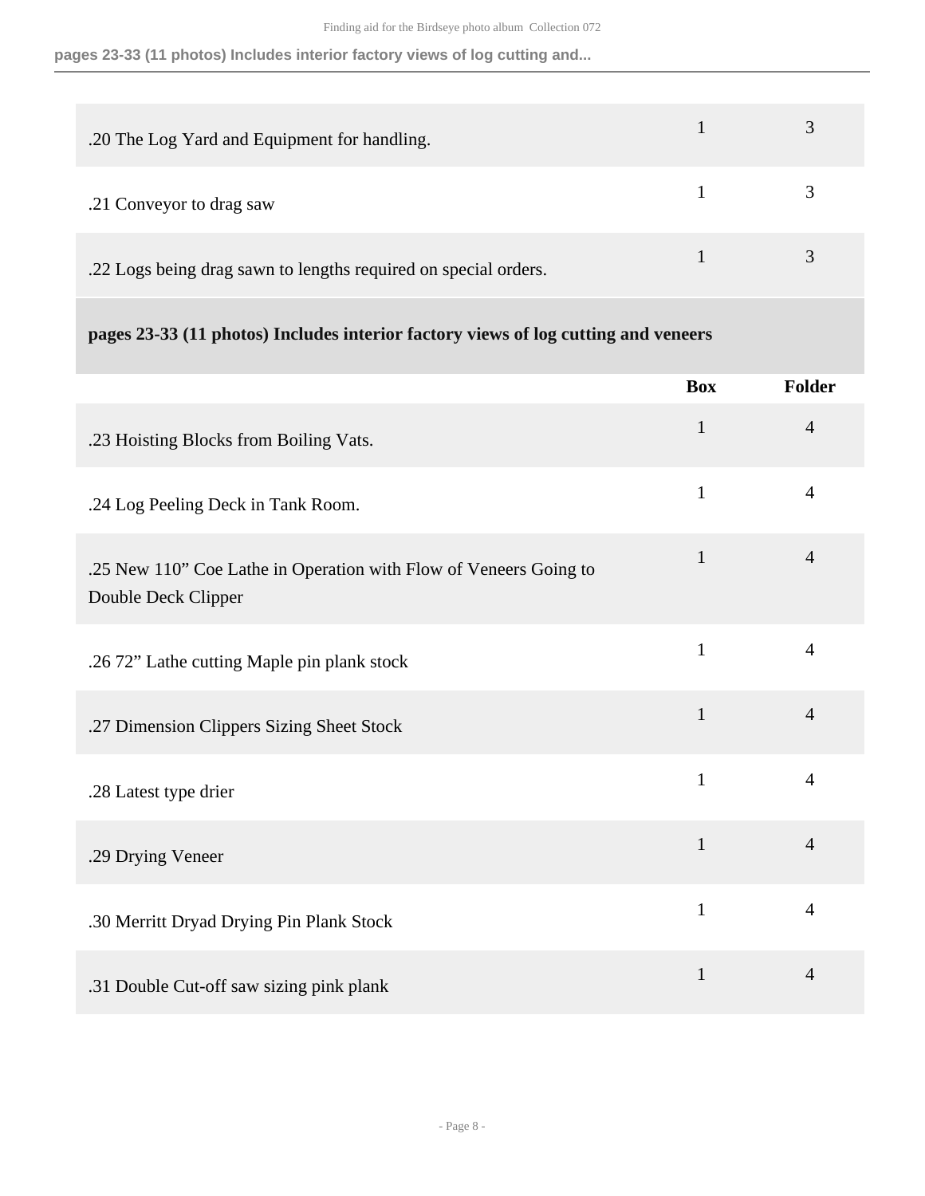| | Box | Folder |
|---|---|---|
| .20 The Log Yard and Equipment for handling. | 1 | 3 |
| .21 Conveyor to drag saw | 1 | 3 |
| .22 Logs being drag sawn to lengths required on special orders. | 1 | 3 |

### pages 23-33 (11 photos) Includes interior factory views of log cutting and veneers

| | Box | Folder |
|---|---|---|
| .23 Hoisting Blocks from Boiling Vats. | 1 | 4 |
| .24 Log Peeling Deck in Tank Room. | 1 | 4 |
| .25 New 110" Coe Lathe in Operation with Flow of Veneers Going to Double Deck Clipper | 1 | 4 |
| .26 72" Lathe cutting Maple pin plank stock | 1 | 4 |
| .27 Dimension Clippers Sizing Sheet Stock | 1 | 4 |
| .28 Latest type drier | 1 | 4 |
| .29 Drying Veneer | 1 | 4 |
| .30 Merritt Dryad Drying Pin Plank Stock | 1 | 4 |
| .31 Double Cut-off saw sizing pink plank | 1 | 4 |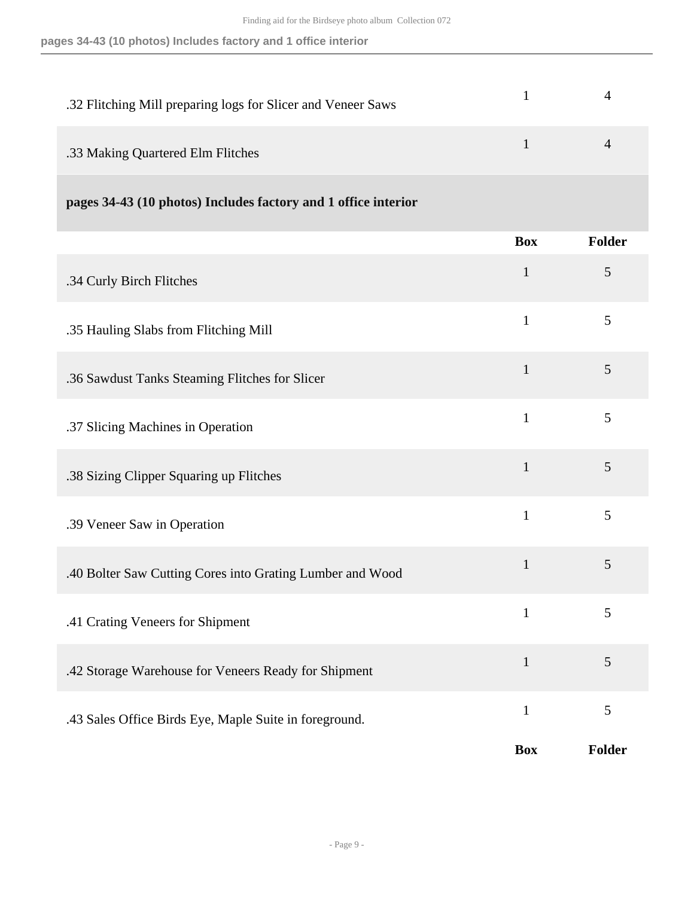| | Box | Folder |
|---|---|---|
| .32 Flitching Mill preparing logs for Slicer and Veneer Saws | 1 | 4 |
| .33 Making Quartered Elm Flitches | 1 | 4 |

### pages 34-43 (10 photos) Includes factory and 1 office interior

| | Box | Folder |
|---|---|---|
| .34 Curly Birch Flitches | 1 | 5 |
| .35 Hauling Slabs from Flitching Mill | 1 | 5 |
| .36 Sawdust Tanks Steaming Flitches for Slicer | 1 | 5 |
| .37 Slicing Machines in Operation | 1 | 5 |
| .38 Sizing Clipper Squaring up Flitches | 1 | 5 |
| .39 Veneer Saw in Operation | 1 | 5 |
| .40 Bolter Saw Cutting Cores into Grating Lumber and Wood | 1 | 5 |
| .41 Crating Veneers for Shipment | 1 | 5 |
| .42 Storage Warehouse for Veneers Ready for Shipment | 1 | 5 |
| .43 Sales Office Birds Eye, Maple Suite in foreground. | 1 | 5 |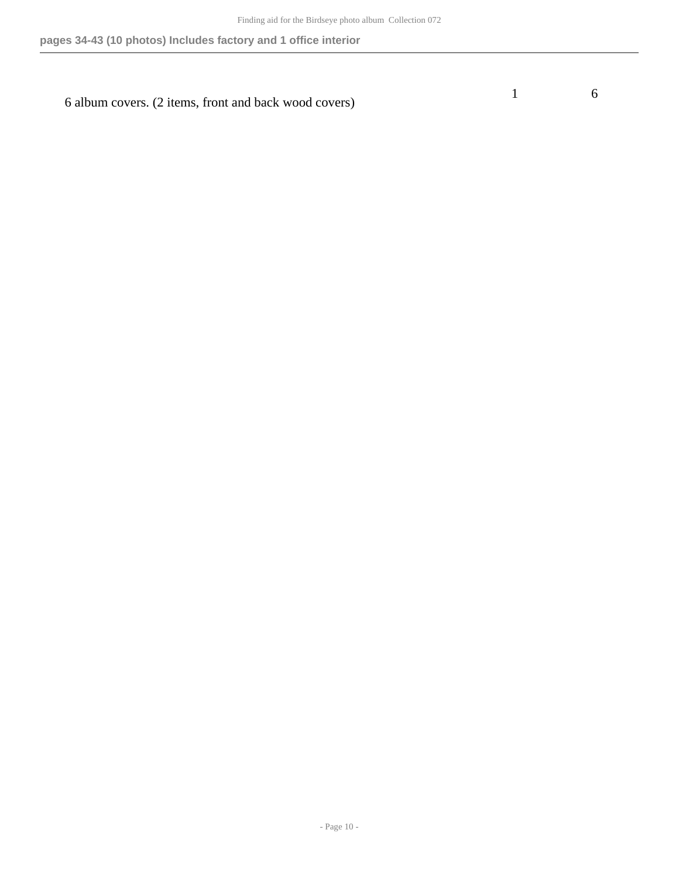**pages 34-43 (10 photos) Includes factory and 1 office interior**

| | | |
|---|---|---|
| 6 album covers. (2 items, front and back wood covers) | 1 | 6 |